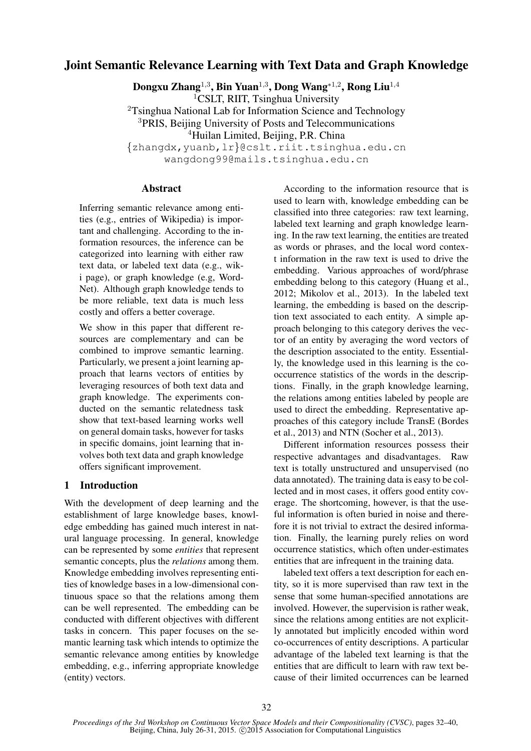# Joint Semantic Relevance Learning with Text Data and Graph Knowledge

**Dongxu Zhang[1,3], Bin Yuan[1,3], Dong Wang*[1,2], Rong Liu[1,4]**

[1]CSLT, RIIT, Tsinghua University
[2]Tsinghua National Lab for Information Science and Technology
[3]PRIS, Beijing University of Posts and Telecommunications
[4]Huilan Limited, Beijing, P.R. China

{zhangdx,yuanb,lr}@cslt.riit.tsinghua.edu.cn
wangdong99@mails.tsinghua.edu.cn

## Abstract

Inferring semantic relevance among entities (e.g., entries of Wikipedia) is important and challenging. According to the information resources, the inference can be categorized into learning with either raw text data, or labeled text data (e.g., wiki page), or graph knowledge (e.g, WordNet). Although graph knowledge tends to be more reliable, text data is much less costly and offers a better coverage.

We show in this paper that different resources are complementary and can be combined to improve semantic learning. Particularly, we present a joint learning approach that learns vectors of entities by leveraging resources of both text data and graph knowledge. The experiments conducted on the semantic relatedness task show that text-based learning works well on general domain tasks, however for tasks in specific domains, joint learning that involves both text data and graph knowledge offers significant improvement.

## 1 Introduction

With the development of deep learning and the establishment of large knowledge bases, knowledge embedding has gained much interest in natural language processing. In general, knowledge can be represented by some *entities* that represent semantic concepts, plus the *relations* among them. Knowledge embedding involves representing entities of knowledge bases in a low-dimensional continuous space so that the relations among them can be well represented. The embedding can be conducted with different objectives with different tasks in concern. This paper focuses on the semantic learning task which intends to optimize the semantic relevance among entities by knowledge embedding, e.g., inferring appropriate knowledge (entity) vectors.

According to the information resource that is used to learn with, knowledge embedding can be classified into three categories: raw text learning, labeled text learning and graph knowledge learning. In the raw text learning, the entities are treated as words or phrases, and the local word context information in the raw text is used to drive the embedding. Various approaches of word/phrase embedding belong to this category (Huang et al., 2012; Mikolov et al., 2013). In the labeled text learning, the embedding is based on the description text associated to each entity. A simple approach belonging to this category derives the vector of an entity by averaging the word vectors of the description associated to the entity. Essentially, the knowledge used in this learning is the co-occurrence statistics of the words in the descriptions. Finally, in the graph knowledge learning, the relations among entities labeled by people are used to direct the embedding. Representative approaches of this category include TransE (Bordes et al., 2013) and NTN (Socher et al., 2013).

Different information resources possess their respective advantages and disadvantages. Raw text is totally unstructured and unsupervised (no data annotated). The training data is easy to be collected and in most cases, it offers good entity coverage. The shortcoming, however, is that the useful information is often buried in noise and therefore it is not trivial to extract the desired information. Finally, the learning purely relies on word occurrence statistics, which often under-estimates entities that are infrequent in the training data.

labeled text offers a text description for each entity, so it is more supervised than raw text in the sense that some human-specified annotations are involved. However, the supervision is rather weak, since the relations among entities are not explicitly annotated but implicitly encoded within word co-occurrences of entity descriptions. A particular advantage of the labeled text learning is that the entities that are difficult to learn with raw text because of their limited occurrences can be learned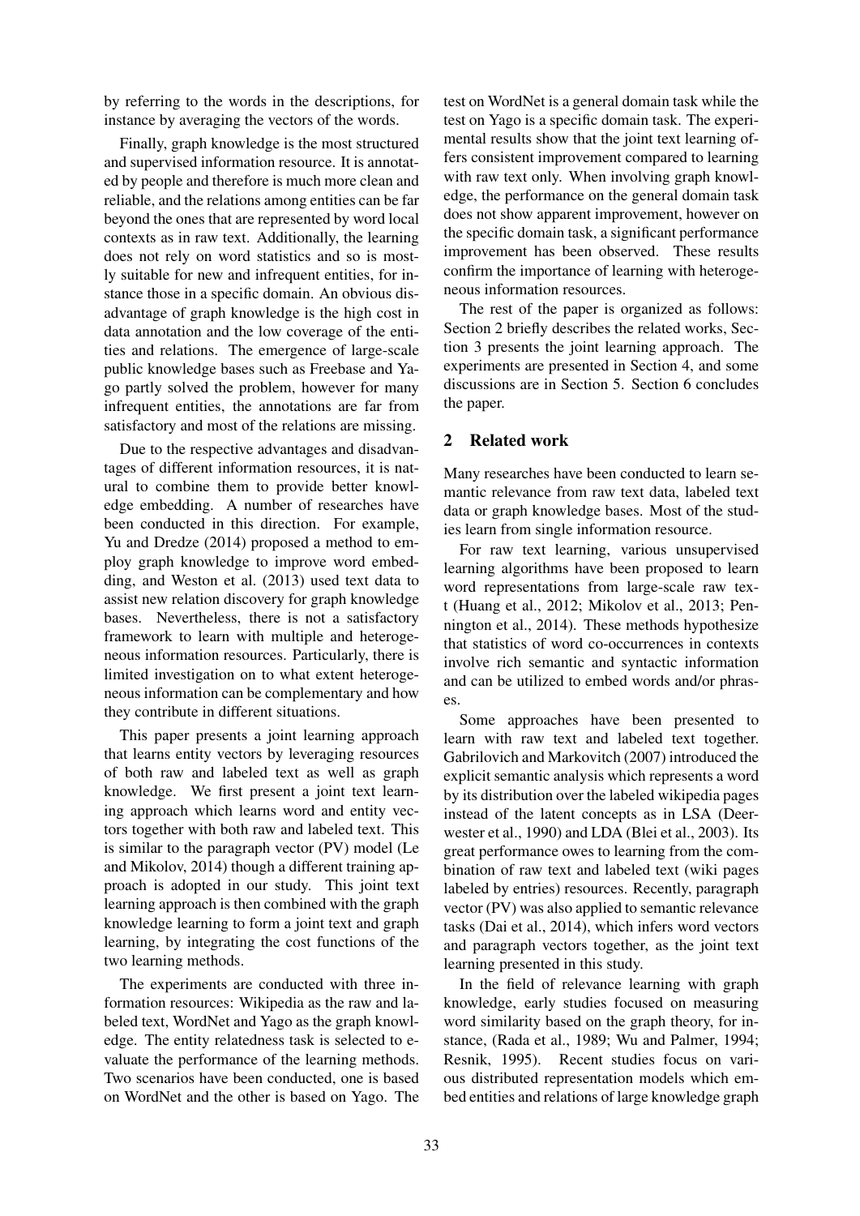by referring to the words in the descriptions, for instance by averaging the vectors of the words.

Finally, graph knowledge is the most structured and supervised information resource. It is annotated by people and therefore is much more clean and reliable, and the relations among entities can be far beyond the ones that are represented by word local contexts as in raw text. Additionally, the learning does not rely on word statistics and so is mostly suitable for new and infrequent entities, for instance those in a specific domain. An obvious disadvantage of graph knowledge is the high cost in data annotation and the low coverage of the entities and relations. The emergence of large-scale public knowledge bases such as Freebase and Yago partly solved the problem, however for many infrequent entities, the annotations are far from satisfactory and most of the relations are missing.

Due to the respective advantages and disadvantages of different information resources, it is natural to combine them to provide better knowledge embedding. A number of researches have been conducted in this direction. For example, Yu and Dredze (2014) proposed a method to employ graph knowledge to improve word embedding, and Weston et al. (2013) used text data to assist new relation discovery for graph knowledge bases. Nevertheless, there is not a satisfactory framework to learn with multiple and heterogeneous information resources. Particularly, there is limited investigation on to what extent heterogeneous information can be complementary and how they contribute in different situations.

This paper presents a joint learning approach that learns entity vectors by leveraging resources of both raw and labeled text as well as graph knowledge. We first present a joint text learning approach which learns word and entity vectors together with both raw and labeled text. This is similar to the paragraph vector (PV) model (Le and Mikolov, 2014) though a different training approach is adopted in our study. This joint text learning approach is then combined with the graph knowledge learning to form a joint text and graph learning, by integrating the cost functions of the two learning methods.

The experiments are conducted with three information resources: Wikipedia as the raw and labeled text, WordNet and Yago as the graph knowledge. The entity relatedness task is selected to evaluate the performance of the learning methods. Two scenarios have been conducted, one is based on WordNet and the other is based on Yago. The test on WordNet is a general domain task while the test on Yago is a specific domain task. The experimental results show that the joint text learning offers consistent improvement compared to learning with raw text only. When involving graph knowledge, the performance on the general domain task does not show apparent improvement, however on the specific domain task, a significant performance improvement has been observed. These results confirm the importance of learning with heterogeneous information resources.

The rest of the paper is organized as follows: Section 2 briefly describes the related works, Section 3 presents the joint learning approach. The experiments are presented in Section 4, and some discussions are in Section 5. Section 6 concludes the paper.

## 2 Related work

Many researches have been conducted to learn semantic relevance from raw text data, labeled text data or graph knowledge bases. Most of the studies learn from single information resource.

For raw text learning, various unsupervised learning algorithms have been proposed to learn word representations from large-scale raw text (Huang et al., 2012; Mikolov et al., 2013; Pennington et al., 2014). These methods hypothesize that statistics of word co-occurrences in contexts involve rich semantic and syntactic information and can be utilized to embed words and/or phrases.

Some approaches have been presented to learn with raw text and labeled text together. Gabrilovich and Markovitch (2007) introduced the explicit semantic analysis which represents a word by its distribution over the labeled wikipedia pages instead of the latent concepts as in LSA (Deerwester et al., 1990) and LDA (Blei et al., 2003). Its great performance owes to learning from the combination of raw text and labeled text (wiki pages labeled by entries) resources. Recently, paragraph vector (PV) was also applied to semantic relevance tasks (Dai et al., 2014), which infers word vectors and paragraph vectors together, as the joint text learning presented in this study.

In the field of relevance learning with graph knowledge, early studies focused on measuring word similarity based on the graph theory, for instance, (Rada et al., 1989; Wu and Palmer, 1994; Resnik, 1995). Recent studies focus on various distributed representation models which embed entities and relations of large knowledge graph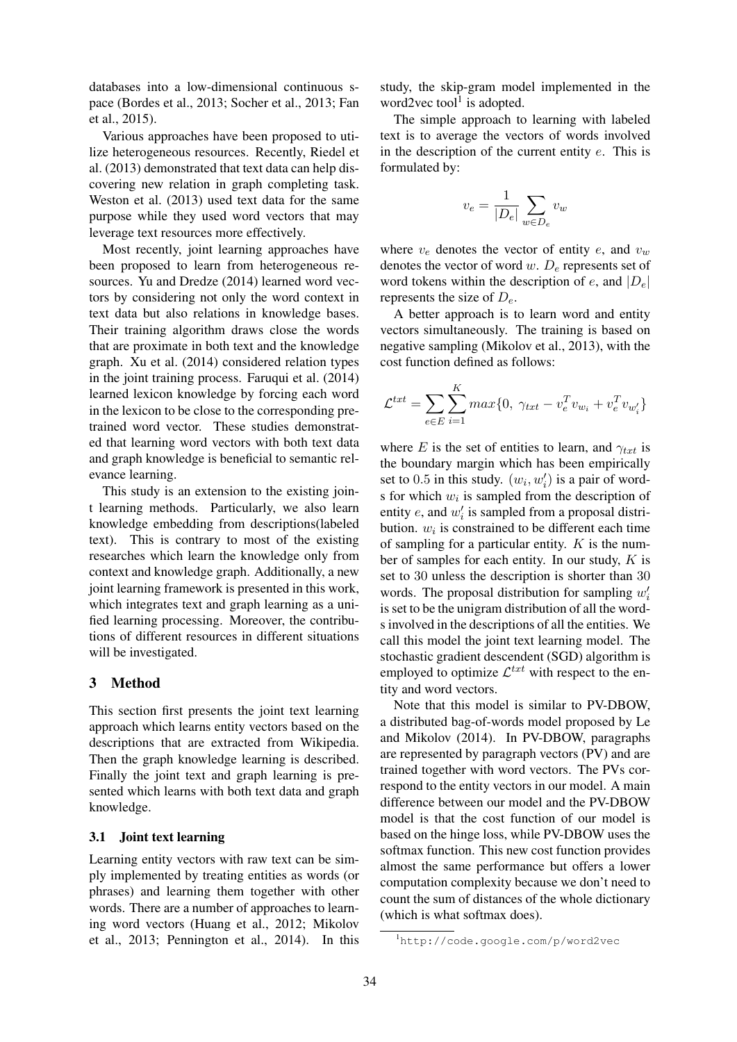databases into a low-dimensional continuous space (Bordes et al., 2013; Socher et al., 2013; Fan et al., 2015).

Various approaches have been proposed to utilize heterogeneous resources. Recently, Riedel et al. (2013) demonstrated that text data can help discovering new relation in graph completing task. Weston et al. (2013) used text data for the same purpose while they used word vectors that may leverage text resources more effectively.

Most recently, joint learning approaches have been proposed to learn from heterogeneous resources. Yu and Dredze (2014) learned word vectors by considering not only the word context in text data but also relations in knowledge bases. Their training algorithm draws close the words that are proximate in both text and the knowledge graph. Xu et al. (2014) considered relation types in the joint training process. Faruqui et al. (2014) learned lexicon knowledge by forcing each word in the lexicon to be close to the corresponding pretrained word vector. These studies demonstrated that learning word vectors with both text data and graph knowledge is beneficial to semantic relevance learning.

This study is an extension to the existing joint learning methods. Particularly, we also learn knowledge embedding from descriptions(labeled text). This is contrary to most of the existing researches which learn the knowledge only from context and knowledge graph. Additionally, a new joint learning framework is presented in this work, which integrates text and graph learning as a unified learning processing. Moreover, the contributions of different resources in different situations will be investigated.

## 3 Method

This section first presents the joint text learning approach which learns entity vectors based on the descriptions that are extracted from Wikipedia. Then the graph knowledge learning is described. Finally the joint text and graph learning is presented which learns with both text data and graph knowledge.

### 3.1 Joint text learning

Learning entity vectors with raw text can be simply implemented by treating entities as words (or phrases) and learning them together with other words. There are a number of approaches to learning word vectors (Huang et al., 2012; Mikolov et al., 2013; Pennington et al., 2014). In this study, the skip-gram model implemented in the word2vec tool[1] is adopted.

The simple approach to learning with labeled text is to average the vectors of words involved in the description of the current entity $e$. This is formulated by:

$$v_e = \frac{1}{|D_e|} \sum_{w \in D_e} v_w$$

where $v_e$ denotes the vector of entity $e$, and $v_w$ denotes the vector of word $w$. $D_e$ represents set of word tokens within the description of $e$, and $|D_e|$ represents the size of $D_e$.

A better approach is to learn word and entity vectors simultaneously. The training is based on negative sampling (Mikolov et al., 2013), with the cost function defined as follows:

$$\mathcal{L}^{txt} = \sum_{e \in E} \sum_{i=1}^{K} max\{0,\ \gamma_{txt} - v_e^T v_{w_i} + v_e^T v_{w_i'}\}$$

where $E$ is the set of entities to learn, and $\gamma_{txt}$ is the boundary margin which has been empirically set to 0.5 in this study. $(w_i, w_i')$ is a pair of words for which $w_i$ is sampled from the description of entity $e$, and $w_i'$ is sampled from a proposal distribution. $w_i$ is constrained to be different each time of sampling for a particular entity. $K$ is the number of samples for each entity. In our study, $K$ is set to 30 unless the description is shorter than 30 words. The proposal distribution for sampling $w_i'$ is set to be the unigram distribution of all the words involved in the descriptions of all the entities. We call this model the joint text learning model. The stochastic gradient descendent (SGD) algorithm is employed to optimize $\mathcal{L}^{txt}$ with respect to the entity and word vectors.

Note that this model is similar to PV-DBOW, a distributed bag-of-words model proposed by Le and Mikolov (2014). In PV-DBOW, paragraphs are represented by paragraph vectors (PV) and are trained together with word vectors. The PVs correspond to the entity vectors in our model. A main difference between our model and the PV-DBOW model is that the cost function of our model is based on the hinge loss, while PV-DBOW uses the softmax function. This new cost function provides almost the same performance but offers a lower computation complexity because we don't need to count the sum of distances of the whole dictionary (which is what softmax does).

[1] http://code.google.com/p/word2vec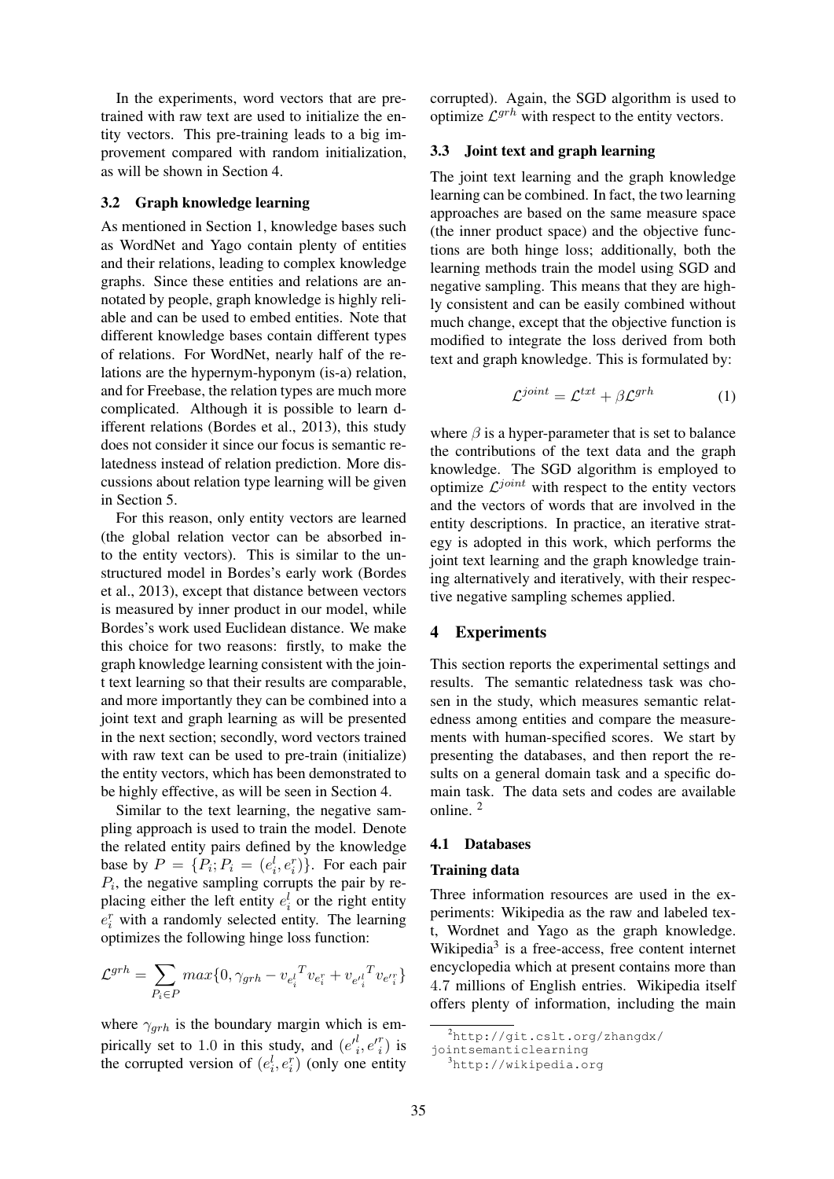In the experiments, word vectors that are pre-trained with raw text are used to initialize the entity vectors. This pre-training leads to a big improvement compared with random initialization, as will be shown in Section 4.

### 3.2 Graph knowledge learning

As mentioned in Section 1, knowledge bases such as WordNet and Yago contain plenty of entities and their relations, leading to complex knowledge graphs. Since these entities and relations are annotated by people, graph knowledge is highly reliable and can be used to embed entities. Note that different knowledge bases contain different types of relations. For WordNet, nearly half of the relations are the hypernym-hyponym (is-a) relation, and for Freebase, the relation types are much more complicated. Although it is possible to learn different relations (Bordes et al., 2013), this study does not consider it since our focus is semantic relatedness instead of relation prediction. More discussions about relation type learning will be given in Section 5.

For this reason, only entity vectors are learned (the global relation vector can be absorbed into the entity vectors). This is similar to the unstructured model in Bordes's early work (Bordes et al., 2013), except that distance between vectors is measured by inner product in our model, while Bordes's work used Euclidean distance. We make this choice for two reasons: firstly, to make the graph knowledge learning consistent with the joint text learning so that their results are comparable, and more importantly they can be combined into a joint text and graph learning as will be presented in the next section; secondly, word vectors trained with raw text can be used to pre-train (initialize) the entity vectors, which has been demonstrated to be highly effective, as will be seen in Section 4.

Similar to the text learning, the negative sampling approach is used to train the model. Denote the related entity pairs defined by the knowledge base by $P = \{P_i; P_i = (e^l_i, e^r_i)\}$. For each pair $P_i$, the negative sampling corrupts the pair by replacing either the left entity $e^l_i$ or the right entity $e^r_i$ with a randomly selected entity. The learning optimizes the following hinge loss function:

$$\mathcal{L}^{grh} = \sum_{P_i \in P} max\{0, \gamma_{grh} - {v_{e^l_i}}^T v_{e^r_i} + {v_{e'^l_i}}^T v_{e'^r_i}\}$$

where $\gamma_{grh}$ is the boundary margin which is empirically set to 1.0 in this study, and $(e'^l_i, e'^r_i)$ is the corrupted version of $(e^l_i, e^r_i)$ (only one entity corrupted). Again, the SGD algorithm is used to optimize $\mathcal{L}^{grh}$ with respect to the entity vectors.

### 3.3 Joint text and graph learning

The joint text learning and the graph knowledge learning can be combined. In fact, the two learning approaches are based on the same measure space (the inner product space) and the objective functions are both hinge loss; additionally, both the learning methods train the model using SGD and negative sampling. This means that they are highly consistent and can be easily combined without much change, except that the objective function is modified to integrate the loss derived from both text and graph knowledge. This is formulated by:

$$\mathcal{L}^{joint} = \mathcal{L}^{txt} + \beta \mathcal{L}^{grh} \quad (1)$$

where $\beta$ is a hyper-parameter that is set to balance the contributions of the text data and the graph knowledge. The SGD algorithm is employed to optimize $\mathcal{L}^{joint}$ with respect to the entity vectors and the vectors of words that are involved in the entity descriptions. In practice, an iterative strategy is adopted in this work, which performs the joint text learning and the graph knowledge training alternatively and iteratively, with their respective negative sampling schemes applied.

## 4 Experiments

This section reports the experimental settings and results. The semantic relatedness task was chosen in the study, which measures semantic relatedness among entities and compare the measurements with human-specified scores. We start by presenting the databases, and then report the results on a general domain task and a specific domain task. The data sets and codes are available online. [2]

### 4.1 Databases

#### Training data

Three information resources are used in the experiments: Wikipedia as the raw and labeled text, Wordnet and Yago as the graph knowledge. Wikipedia[3] is a free-access, free content internet encyclopedia which at present contains more than 4.7 millions of English entries. Wikipedia itself offers plenty of information, including the main

[2] http://git.cslt.org/zhangdx/jointsemanticlearning

[3] http://wikipedia.org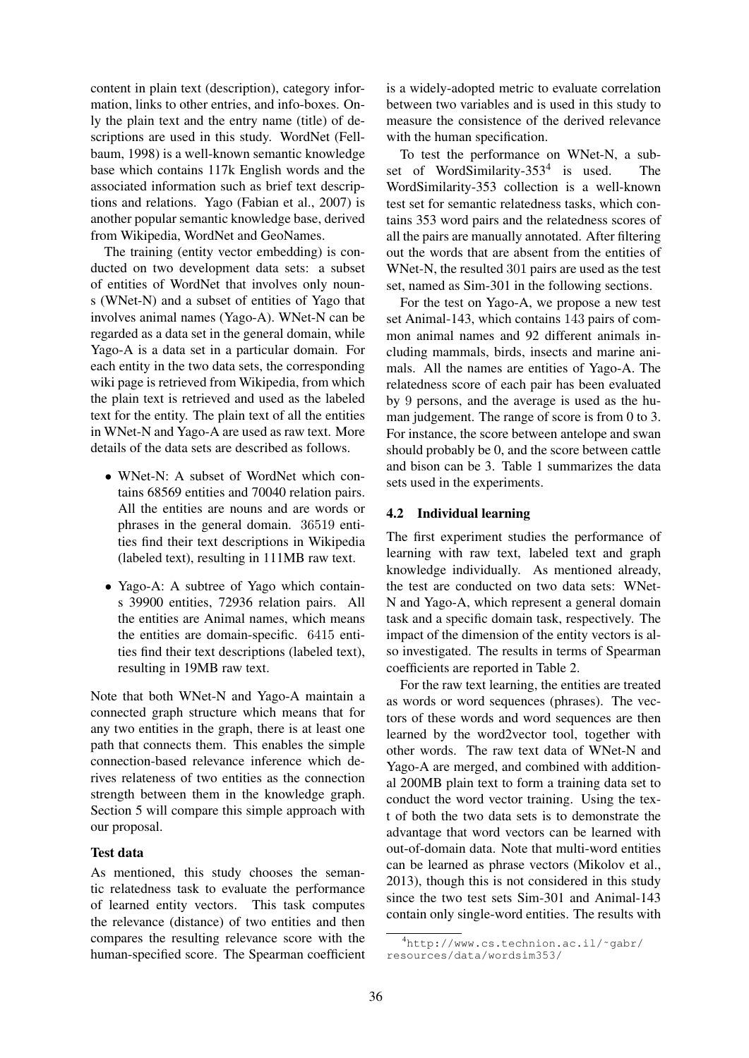content in plain text (description), category information, links to other entries, and info-boxes. Only the plain text and the entry name (title) of descriptions are used in this study. WordNet (Fellbaum, 1998) is a well-known semantic knowledge base which contains 117k English words and the associated information such as brief text descriptions and relations. Yago (Fabian et al., 2007) is another popular semantic knowledge base, derived from Wikipedia, WordNet and GeoNames.

The training (entity vector embedding) is conducted on two development data sets: a subset of entities of WordNet that involves only nouns (WNet-N) and a subset of entities of Yago that involves animal names (Yago-A). WNet-N can be regarded as a data set in the general domain, while Yago-A is a data set in a particular domain. For each entity in the two data sets, the corresponding wiki page is retrieved from Wikipedia, from which the plain text is retrieved and used as the labeled text for the entity. The plain text of all the entities in WNet-N and Yago-A are used as raw text. More details of the data sets are described as follows.

- WNet-N: A subset of WordNet which contains 68569 entities and 70040 relation pairs. All the entities are nouns and are words or phrases in the general domain. 36519 entities find their text descriptions in Wikipedia (labeled text), resulting in 111MB raw text.
- Yago-A: A subtree of Yago which contains 39900 entities, 72936 relation pairs. All the entities are Animal names, which means the entities are domain-specific. 6415 entities find their text descriptions (labeled text), resulting in 19MB raw text.

Note that both WNet-N and Yago-A maintain a connected graph structure which means that for any two entities in the graph, there is at least one path that connects them. This enables the simple connection-based relevance inference which derives relateness of two entities as the connection strength between them in the knowledge graph. Section 5 will compare this simple approach with our proposal.

**Test data**

As mentioned, this study chooses the semantic relatedness task to evaluate the performance of learned entity vectors. This task computes the relevance (distance) of two entities and then compares the resulting relevance score with the human-specified score. The Spearman coefficient is a widely-adopted metric to evaluate correlation between two variables and is used in this study to measure the consistence of the derived relevance with the human specification.

To test the performance on WNet-N, a subset of WordSimilarity-353[4] is used. The WordSimilarity-353 collection is a well-known test set for semantic relatedness tasks, which contains 353 word pairs and the relatedness scores of all the pairs are manually annotated. After filtering out the words that are absent from the entities of WNet-N, the resulted 301 pairs are used as the test set, named as Sim-301 in the following sections.

For the test on Yago-A, we propose a new test set Animal-143, which contains 143 pairs of common animal names and 92 different animals including mammals, birds, insects and marine animals. All the names are entities of Yago-A. The relatedness score of each pair has been evaluated by 9 persons, and the average is used as the human judgement. The range of score is from 0 to 3. For instance, the score between antelope and swan should probably be 0, and the score between cattle and bison can be 3. Table 1 summarizes the data sets used in the experiments.

### 4.2 Individual learning

The first experiment studies the performance of learning with raw text, labeled text and graph knowledge individually. As mentioned already, the test are conducted on two data sets: WNet-N and Yago-A, which represent a general domain task and a specific domain task, respectively. The impact of the dimension of the entity vectors is also investigated. The results in terms of Spearman coefficients are reported in Table 2.

For the raw text learning, the entities are treated as words or word sequences (phrases). The vectors of these words and word sequences are then learned by the word2vector tool, together with other words. The raw text data of WNet-N and Yago-A are merged, and combined with additional 200MB plain text to form a training data set to conduct the word vector training. Using the text of both the two data sets is to demonstrate the advantage that word vectors can be learned with out-of-domain data. Note that multi-word entities can be learned as phrase vectors (Mikolov et al., 2013), though this is not considered in this study since the two test sets Sim-301 and Animal-143 contain only single-word entities. The results with

[4] http://www.cs.technion.ac.il/~gabr/resources/data/wordsim353/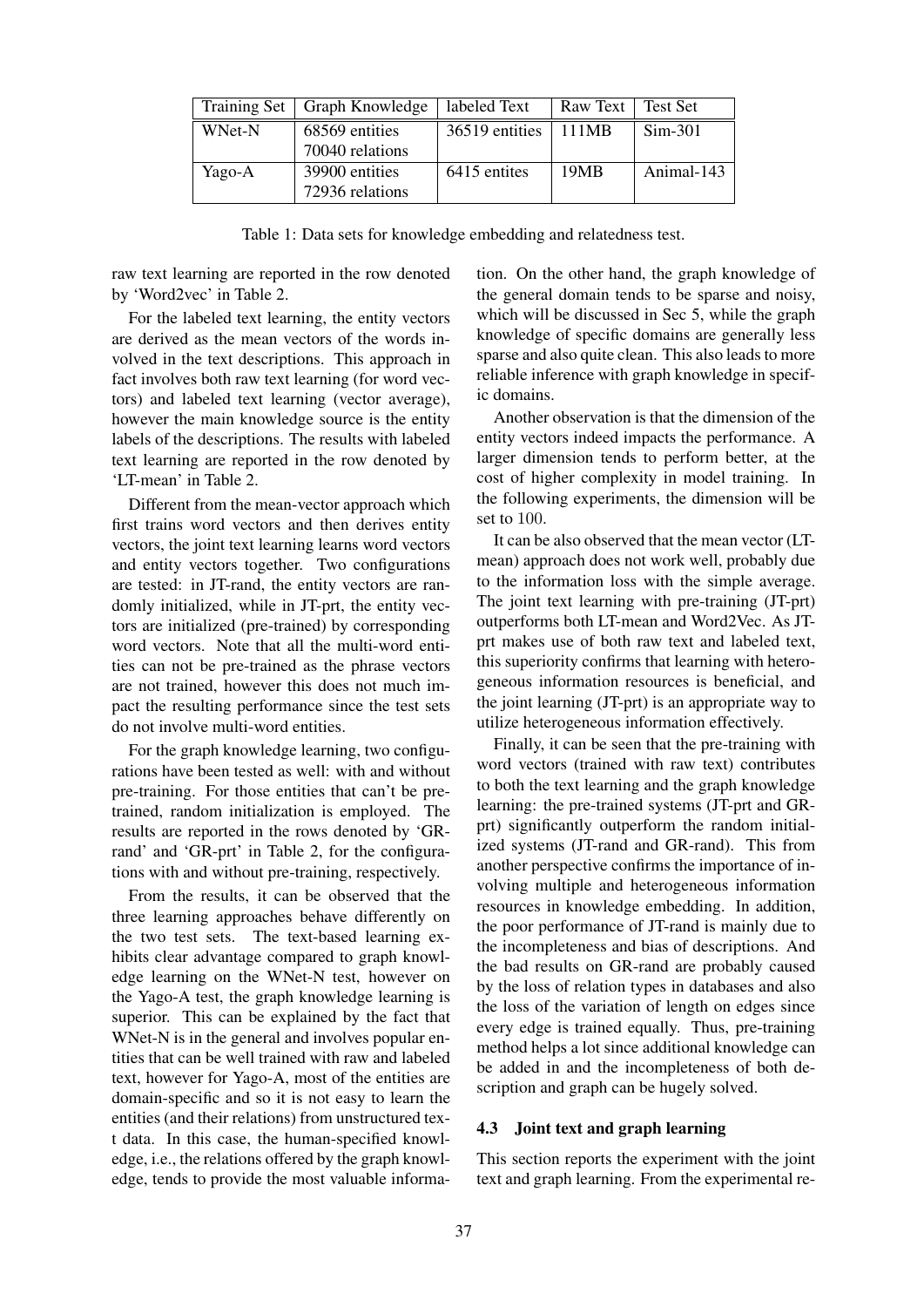| Training Set | Graph Knowledge | labeled Text | Raw Text | Test Set |
|---|---|---|---|---|
| WNet-N | 68569 entities 70040 relations | 36519 entities | 111MB | Sim-301 |
| Yago-A | 39900 entities 72936 relations | 6415 entites | 19MB | Animal-143 |

Table 1: Data sets for knowledge embedding and relatedness test.

raw text learning are reported in the row denoted by 'Word2vec' in Table 2.

For the labeled text learning, the entity vectors are derived as the mean vectors of the words involved in the text descriptions. This approach in fact involves both raw text learning (for word vectors) and labeled text learning (vector average), however the main knowledge source is the entity labels of the descriptions. The results with labeled text learning are reported in the row denoted by 'LT-mean' in Table 2.

Different from the mean-vector approach which first trains word vectors and then derives entity vectors, the joint text learning learns word vectors and entity vectors together. Two configurations are tested: in JT-rand, the entity vectors are randomly initialized, while in JT-prt, the entity vectors are initialized (pre-trained) by corresponding word vectors. Note that all the multi-word entities can not be pre-trained as the phrase vectors are not trained, however this does not much impact the resulting performance since the test sets do not involve multi-word entities.

For the graph knowledge learning, two configurations have been tested as well: with and without pre-training. For those entities that can't be pre-trained, random initialization is employed. The results are reported in the rows denoted by 'GR-rand' and 'GR-prt' in Table 2, for the configurations with and without pre-training, respectively.

From the results, it can be observed that the three learning approaches behave differently on the two test sets. The text-based learning exhibits clear advantage compared to graph knowledge learning on the WNet-N test, however on the Yago-A test, the graph knowledge learning is superior. This can be explained by the fact that WNet-N is in the general and involves popular entities that can be well trained with raw and labeled text, however for Yago-A, most of the entities are domain-specific and so it is not easy to learn the entities (and their relations) from unstructured text data. In this case, the human-specified knowledge, i.e., the relations offered by the graph knowledge, tends to provide the most valuable information. On the other hand, the graph knowledge of the general domain tends to be sparse and noisy, which will be discussed in Sec 5, while the graph knowledge of specific domains are generally less sparse and also quite clean. This also leads to more reliable inference with graph knowledge in specific domains.

Another observation is that the dimension of the entity vectors indeed impacts the performance. A larger dimension tends to perform better, at the cost of higher complexity in model training. In the following experiments, the dimension will be set to 100.

It can be also observed that the mean vector (LT-mean) approach does not work well, probably due to the information loss with the simple average. The joint text learning with pre-training (JT-prt) outperforms both LT-mean and Word2Vec. As JT-prt makes use of both raw text and labeled text, this superiority confirms that learning with heterogeneous information resources is beneficial, and the joint learning (JT-prt) is an appropriate way to utilize heterogeneous information effectively.

Finally, it can be seen that the pre-training with word vectors (trained with raw text) contributes to both the text learning and the graph knowledge learning: the pre-trained systems (JT-prt and GR-prt) significantly outperform the random initialized systems (JT-rand and GR-rand). This from another perspective confirms the importance of involving multiple and heterogeneous information resources in knowledge embedding. In addition, the poor performance of JT-rand is mainly due to the incompleteness and bias of descriptions. And the bad results on GR-rand are probably caused by the loss of relation types in databases and also the loss of the variation of length on edges since every edge is trained equally. Thus, pre-training method helps a lot since additional knowledge can be added in and the incompleteness of both description and graph can be hugely solved.

### 4.3 Joint text and graph learning

This section reports the experiment with the joint text and graph learning. From the experimental re-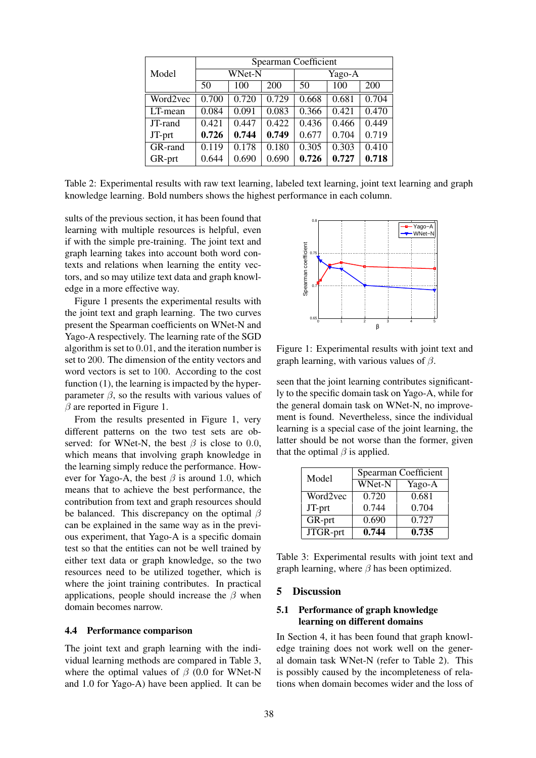| Model | Spearman Coefficient | | | | | |
|---|---|---|---|---|---|---|
| | WNet-N | | | Yago-A | | |
| | 50 | 100 | 200 | 50 | 100 | 200 |
| Word2vec | 0.700 | 0.720 | 0.729 | 0.668 | 0.681 | 0.704 |
| LT-mean | 0.084 | 0.091 | 0.083 | 0.366 | 0.421 | 0.470 |
| JT-rand | 0.421 | 0.447 | 0.422 | 0.436 | 0.466 | 0.449 |
| JT-prt | **0.726** | **0.744** | **0.749** | 0.677 | 0.704 | 0.719 |
| GR-rand | 0.119 | 0.178 | 0.180 | 0.305 | 0.303 | 0.410 |
| GR-prt | 0.644 | 0.690 | 0.690 | **0.726** | **0.727** | **0.718** |

Table 2: Experimental results with raw text learning, labeled text learning, joint text learning and graph knowledge learning. Bold numbers shows the highest performance in each column.

sults of the previous section, it has been found that learning with multiple resources is helpful, even if with the simple pre-training. The joint text and graph learning takes into account both word contexts and relations when learning the entity vectors, and so may utilize text data and graph knowledge in a more effective way.

Figure 1 presents the experimental results with the joint text and graph learning. The two curves present the Spearman coefficients on WNet-N and Yago-A respectively. The learning rate of the SGD algorithm is set to 0.01, and the iteration number is set to 200. The dimension of the entity vectors and word vectors is set to 100. According to the cost function (1), the learning is impacted by the hyperparameter $\beta$, so the results with various values of $\beta$ are reported in Figure 1.

From the results presented in Figure 1, very different patterns on the two test sets are observed: for WNet-N, the best $\beta$ is close to 0.0, which means that involving graph knowledge in the learning simply reduce the performance. However for Yago-A, the best $\beta$ is around 1.0, which means that to achieve the best performance, the contribution from text and graph resources should be balanced. This discrepancy on the optimal $\beta$ can be explained in the same way as in the previous experiment, that Yago-A is a specific domain test so that the entities can not be well trained by either text data or graph knowledge, so the two resources need to be utilized together, which is where the joint training contributes. In practical applications, people should increase the $\beta$ when domain becomes narrow.

### 4.4 Performance comparison

The joint text and graph learning with the individual learning methods are compared in Table 3, where the optimal values of $\beta$ (0.0 for WNet-N and 1.0 for Yago-A) have been applied. It can be seen that the joint learning contributes significantly to the specific domain task on Yago-A, while for the general domain task on WNet-N, no improvement is found. Nevertheless, since the individual learning is a special case of the joint learning, the latter should be not worse than the former, given that the optimal $\beta$ is applied.

Figure 1: Experimental results with joint text and graph learning, with various values of $\beta$.

| Model | Spearman Coefficient | |
|---|---|---|
| | WNet-N | Yago-A |
| Word2vec | 0.720 | 0.681 |
| JT-prt | 0.744 | 0.704 |
| GR-prt | 0.690 | 0.727 |
| JTGR-prt | **0.744** | **0.735** |

Table 3: Experimental results with joint text and graph learning, where $\beta$ has been optimized.

## 5 Discussion

### 5.1 Performance of graph knowledge learning on different domains

In Section 4, it has been found that graph knowledge training does not work well on the general domain task WNet-N (refer to Table 2). This is possibly caused by the incompleteness of relations when domain becomes wider and the loss of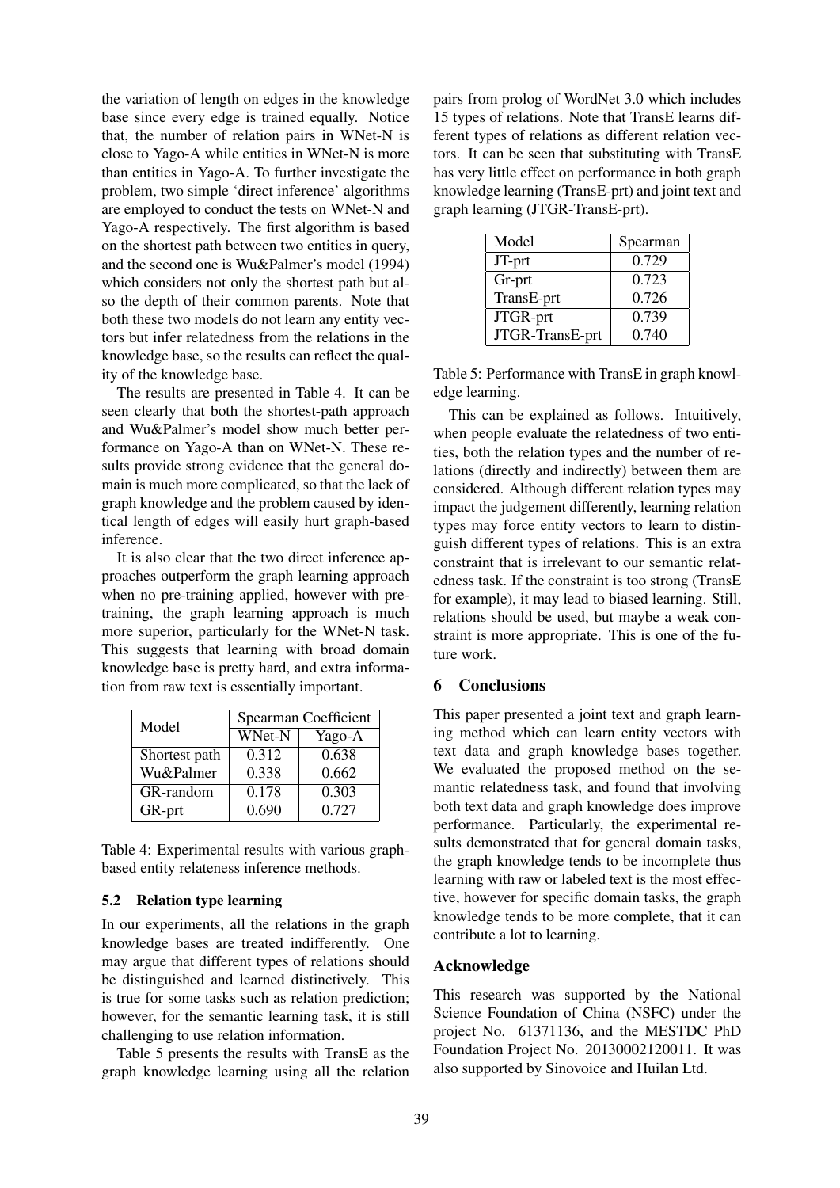the variation of length on edges in the knowledge base since every edge is trained equally. Notice that, the number of relation pairs in WNet-N is close to Yago-A while entities in WNet-N is more than entities in Yago-A. To further investigate the problem, two simple 'direct inference' algorithms are employed to conduct the tests on WNet-N and Yago-A respectively. The first algorithm is based on the shortest path between two entities in query, and the second one is Wu&Palmer's model (1994) which considers not only the shortest path but also the depth of their common parents. Note that both these two models do not learn any entity vectors but infer relatedness from the relations in the knowledge base, so the results can reflect the quality of the knowledge base.

The results are presented in Table 4. It can be seen clearly that both the shortest-path approach and Wu&Palmer's model show much better performance on Yago-A than on WNet-N. These results provide strong evidence that the general domain is much more complicated, so that the lack of graph knowledge and the problem caused by identical length of edges will easily hurt graph-based inference.

It is also clear that the two direct inference approaches outperform the graph learning approach when no pre-training applied, however with pre-training, the graph learning approach is much more superior, particularly for the WNet-N task. This suggests that learning with broad domain knowledge base is pretty hard, and extra information from raw text is essentially important.

| Model | Spearman Coefficient | |
|---|---|---|
| | WNet-N | Yago-A |
| Shortest path | 0.312 | 0.638 |
| Wu&Palmer | 0.338 | 0.662 |
| GR-random | 0.178 | 0.303 |
| GR-prt | 0.690 | 0.727 |

Table 4: Experimental results with various graph-based entity relateness inference methods.

### 5.2 Relation type learning

In our experiments, all the relations in the graph knowledge bases are treated indifferently. One may argue that different types of relations should be distinguished and learned distinctively. This is true for some tasks such as relation prediction; however, for the semantic learning task, it is still challenging to use relation information.

Table 5 presents the results with TransE as the graph knowledge learning using all the relation pairs from prolog of WordNet 3.0 which includes 15 types of relations. Note that TransE learns different types of relations as different relation vectors. It can be seen that substituting with TransE has very little effect on performance in both graph knowledge learning (TransE-prt) and joint text and graph learning (JTGR-TransE-prt).

| Model | Spearman |
|---|---|
| JT-prt | 0.729 |
| Gr-prt | 0.723 |
| TransE-prt | 0.726 |
| JTGR-prt | 0.739 |
| JTGR-TransE-prt | 0.740 |

Table 5: Performance with TransE in graph knowledge learning.

This can be explained as follows. Intuitively, when people evaluate the relatedness of two entities, both the relation types and the number of relations (directly and indirectly) between them are considered. Although different relation types may impact the judgement differently, learning relation types may force entity vectors to learn to distinguish different types of relations. This is an extra constraint that is irrelevant to our semantic relatedness task. If the constraint is too strong (TransE for example), it may lead to biased learning. Still, relations should be used, but maybe a weak constraint is more appropriate. This is one of the future work.

## 6 Conclusions

This paper presented a joint text and graph learning method which can learn entity vectors with text data and graph knowledge bases together. We evaluated the proposed method on the semantic relatedness task, and found that involving both text data and graph knowledge does improve performance. Particularly, the experimental results demonstrated that for general domain tasks, the graph knowledge tends to be incomplete thus learning with raw or labeled text is the most effective, however for specific domain tasks, the graph knowledge tends to be more complete, that it can contribute a lot to learning.

## Acknowledge

This research was supported by the National Science Foundation of China (NSFC) under the project No. 61371136, and the MESTDC PhD Foundation Project No. 20130002120011. It was also supported by Sinovoice and Huilan Ltd.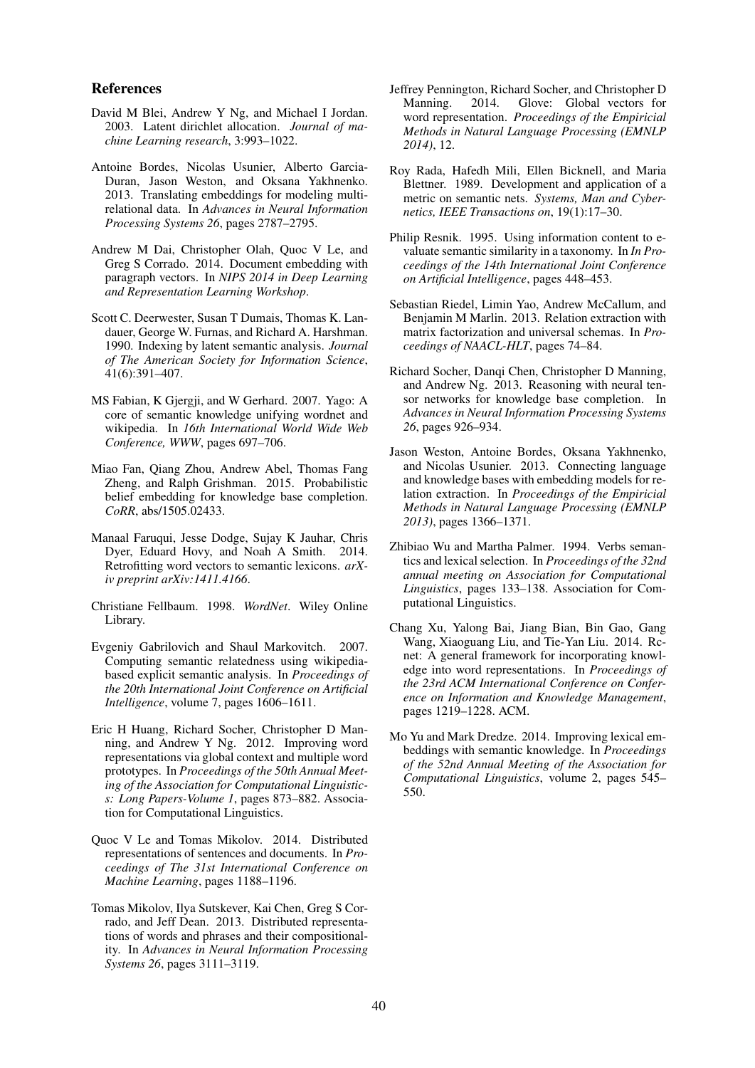## References

David M Blei, Andrew Y Ng, and Michael I Jordan. 2003. Latent dirichlet allocation. *Journal of machine Learning research*, 3:993–1022.

Antoine Bordes, Nicolas Usunier, Alberto Garcia-Duran, Jason Weston, and Oksana Yakhnenko. 2013. Translating embeddings for modeling multi-relational data. In *Advances in Neural Information Processing Systems 26*, pages 2787–2795.

Andrew M Dai, Christopher Olah, Quoc V Le, and Greg S Corrado. 2014. Document embedding with paragraph vectors. In *NIPS 2014 in Deep Learning and Representation Learning Workshop*.

Scott C. Deerwester, Susan T Dumais, Thomas K. Landauer, George W. Furnas, and Richard A. Harshman. 1990. Indexing by latent semantic analysis. *Journal of The American Society for Information Science*, 41(6):391–407.

MS Fabian, K Gjergji, and W Gerhard. 2007. Yago: A core of semantic knowledge unifying wordnet and wikipedia. In *16th International World Wide Web Conference, WWW*, pages 697–706.

Miao Fan, Qiang Zhou, Andrew Abel, Thomas Fang Zheng, and Ralph Grishman. 2015. Probabilistic belief embedding for knowledge base completion. *CoRR*, abs/1505.02433.

Manaal Faruqui, Jesse Dodge, Sujay K Jauhar, Chris Dyer, Eduard Hovy, and Noah A Smith. 2014. Retrofitting word vectors to semantic lexicons. *arXiv preprint arXiv:1411.4166*.

Christiane Fellbaum. 1998. *WordNet*. Wiley Online Library.

Evgeniy Gabrilovich and Shaul Markovitch. 2007. Computing semantic relatedness using wikipedia-based explicit semantic analysis. In *Proceedings of the 20th International Joint Conference on Artificial Intelligence*, volume 7, pages 1606–1611.

Eric H Huang, Richard Socher, Christopher D Manning, and Andrew Y Ng. 2012. Improving word representations via global context and multiple word prototypes. In *Proceedings of the 50th Annual Meeting of the Association for Computational Linguistics: Long Papers-Volume 1*, pages 873–882. Association for Computational Linguistics.

Quoc V Le and Tomas Mikolov. 2014. Distributed representations of sentences and documents. In *Proceedings of The 31st International Conference on Machine Learning*, pages 1188–1196.

Tomas Mikolov, Ilya Sutskever, Kai Chen, Greg S Corrado, and Jeff Dean. 2013. Distributed representations of words and phrases and their compositionality. In *Advances in Neural Information Processing Systems 26*, pages 3111–3119.

Jeffrey Pennington, Richard Socher, and Christopher D Manning. 2014. Glove: Global vectors for word representation. *Proceedings of the Empiricial Methods in Natural Language Processing (EMNLP 2014)*, 12.

Roy Rada, Hafedh Mili, Ellen Bicknell, and Maria Blettner. 1989. Development and application of a metric on semantic nets. *Systems, Man and Cybernetics, IEEE Transactions on*, 19(1):17–30.

Philip Resnik. 1995. Using information content to evaluate semantic similarity in a taxonomy. In *In Proceedings of the 14th International Joint Conference on Artificial Intelligence*, pages 448–453.

Sebastian Riedel, Limin Yao, Andrew McCallum, and Benjamin M Marlin. 2013. Relation extraction with matrix factorization and universal schemas. In *Proceedings of NAACL-HLT*, pages 74–84.

Richard Socher, Danqi Chen, Christopher D Manning, and Andrew Ng. 2013. Reasoning with neural tensor networks for knowledge base completion. In *Advances in Neural Information Processing Systems 26*, pages 926–934.

Jason Weston, Antoine Bordes, Oksana Yakhnenko, and Nicolas Usunier. 2013. Connecting language and knowledge bases with embedding models for relation extraction. In *Proceedings of the Empiricial Methods in Natural Language Processing (EMNLP 2013)*, pages 1366–1371.

Zhibiao Wu and Martha Palmer. 1994. Verbs semantics and lexical selection. In *Proceedings of the 32nd annual meeting on Association for Computational Linguistics*, pages 133–138. Association for Computational Linguistics.

Chang Xu, Yalong Bai, Jiang Bian, Bin Gao, Gang Wang, Xiaoguang Liu, and Tie-Yan Liu. 2014. Rc-net: A general framework for incorporating knowledge into word representations. In *Proceedings of the 23rd ACM International Conference on Conference on Information and Knowledge Management*, pages 1219–1228. ACM.

Mo Yu and Mark Dredze. 2014. Improving lexical embeddings with semantic knowledge. In *Proceedings of the 52nd Annual Meeting of the Association for Computational Linguistics*, volume 2, pages 545–550.